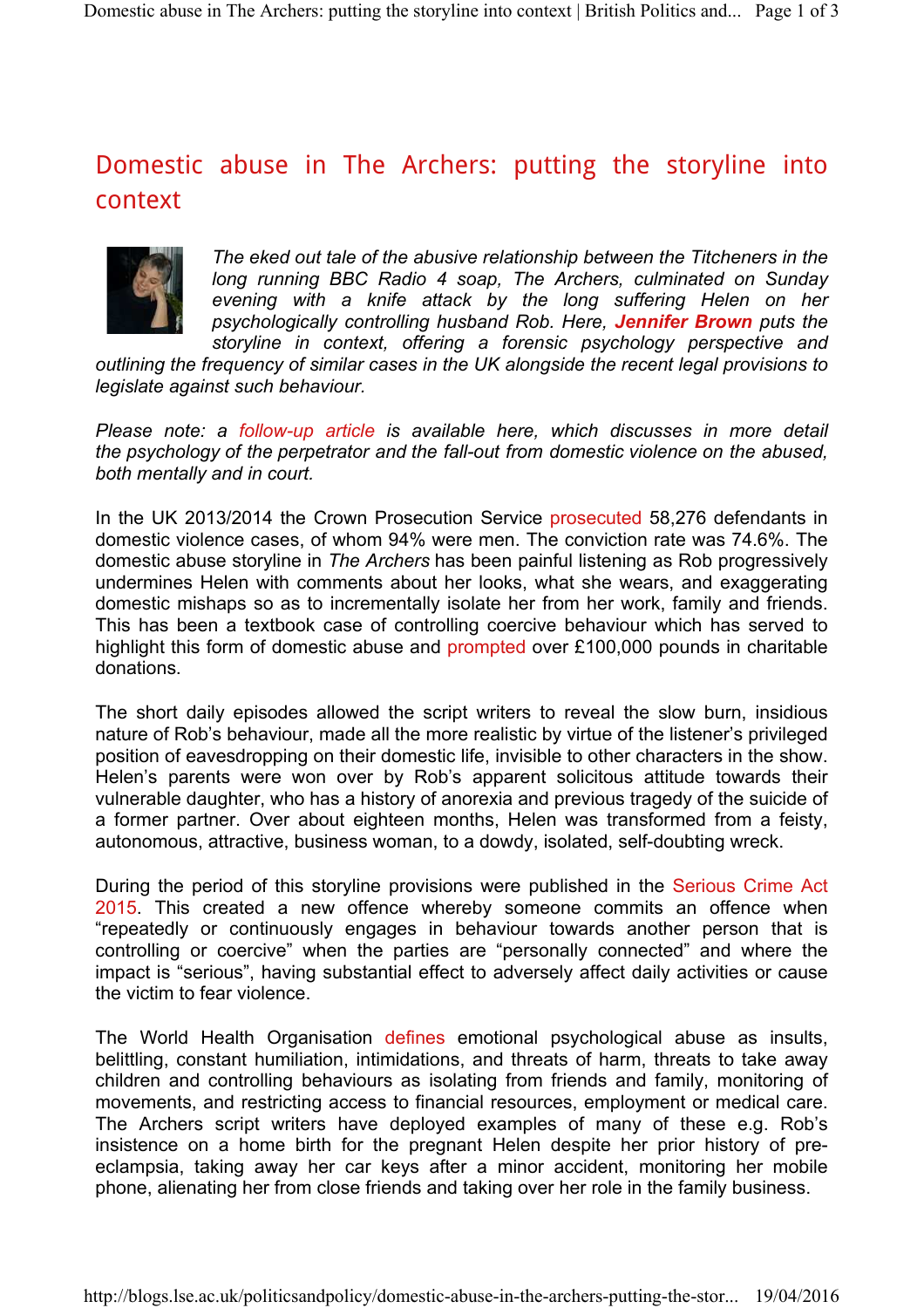# Domestic abuse in The Archers: putting the storyline into context

*The eked out tale of the abusive relationship between the Titcheners in the long running BBC Radio 4 soap, The Archers, culminated on Sunday evening with a knife attack by the long suffering Helen on her psychologically controlling husband Rob. Here, **Jennifer Brown** puts the storyline in context, offering a forensic psychology perspective and outlining the frequency of similar cases in the UK alongside the recent legal provisions to legislate against such behaviour.*

*Please note: a follow-up article is available here, which discusses in more detail the psychology of the perpetrator and the fall-out from domestic violence on the abused, both mentally and in court.*

In the UK 2013/2014 the Crown Prosecution Service prosecuted 58,276 defendants in domestic violence cases, of whom 94% were men. The conviction rate was 74.6%. The domestic abuse storyline in *The Archers* has been painful listening as Rob progressively undermines Helen with comments about her looks, what she wears, and exaggerating domestic mishaps so as to incrementally isolate her from her work, family and friends. This has been a textbook case of controlling coercive behaviour which has served to highlight this form of domestic abuse and prompted over £100,000 pounds in charitable donations.

The short daily episodes allowed the script writers to reveal the slow burn, insidious nature of Rob's behaviour, made all the more realistic by virtue of the listener's privileged position of eavesdropping on their domestic life, invisible to other characters in the show. Helen's parents were won over by Rob's apparent solicitous attitude towards their vulnerable daughter, who has a history of anorexia and previous tragedy of the suicide of a former partner. Over about eighteen months, Helen was transformed from a feisty, autonomous, attractive, business woman, to a dowdy, isolated, self-doubting wreck.

During the period of this storyline provisions were published in the Serious Crime Act 2015. This created a new offence whereby someone commits an offence when "repeatedly or continuously engages in behaviour towards another person that is controlling or coercive" when the parties are "personally connected" and where the impact is "serious", having substantial effect to adversely affect daily activities or cause the victim to fear violence.

The World Health Organisation defines emotional psychological abuse as insults, belittling, constant humiliation, intimidations, and threats of harm, threats to take away children and controlling behaviours as isolating from friends and family, monitoring of movements, and restricting access to financial resources, employment or medical care. The Archers script writers have deployed examples of many of these e.g. Rob's insistence on a home birth for the pregnant Helen despite her prior history of pre-eclampsia, taking away her car keys after a minor accident, monitoring her mobile phone, alienating her from close friends and taking over her role in the family business.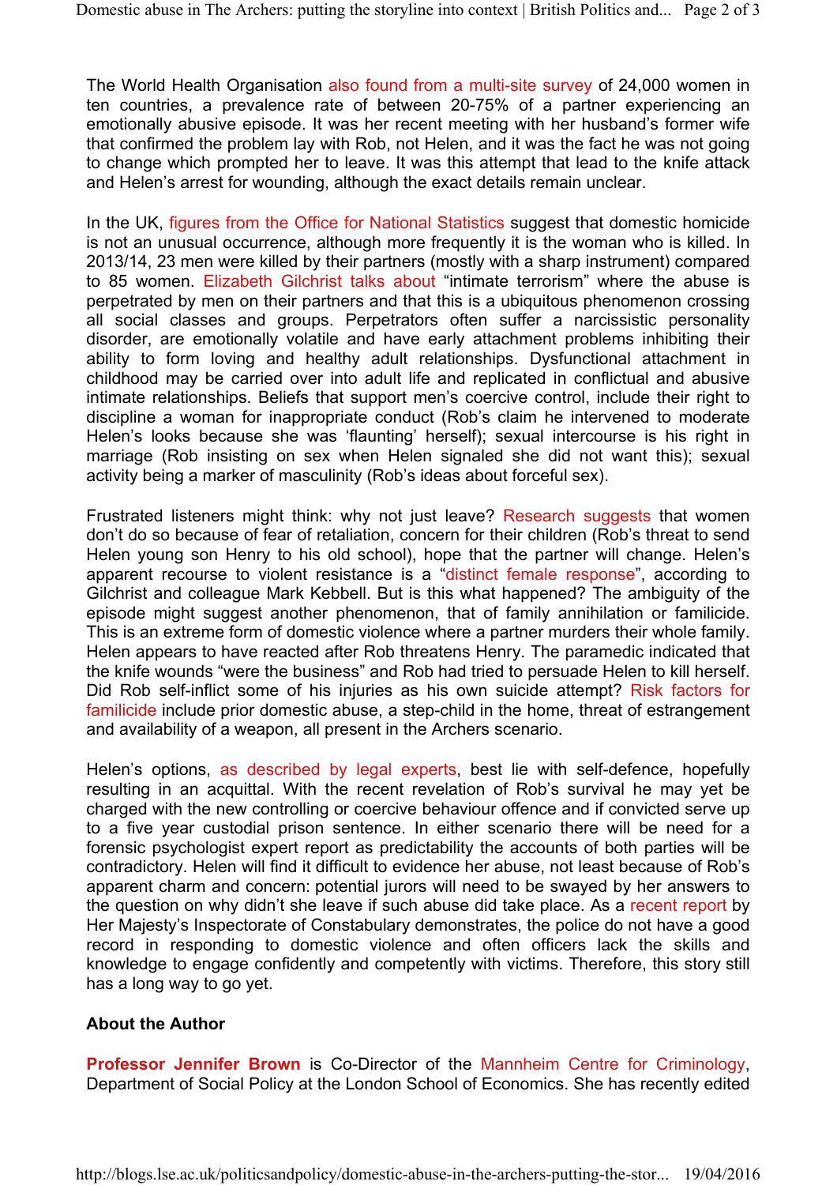The World Health Organisation also found from a multi-site survey of 24,000 women in ten countries, a prevalence rate of between 20-75% of a partner experiencing an emotionally abusive episode. It was her recent meeting with her husband's former wife that confirmed the problem lay with Rob, not Helen, and it was the fact he was not going to change which prompted her to leave. It was this attempt that lead to the knife attack and Helen's arrest for wounding, although the exact details remain unclear.

In the UK, figures from the Office for National Statistics suggest that domestic homicide is not an unusual occurrence, although more frequently it is the woman who is killed. In 2013/14, 23 men were killed by their partners (mostly with a sharp instrument) compared to 85 women. Elizabeth Gilchrist talks about "intimate terrorism" where the abuse is perpetrated by men on their partners and that this is a ubiquitous phenomenon crossing all social classes and groups. Perpetrators often suffer a narcissistic personality disorder, are emotionally volatile and have early attachment problems inhibiting their ability to form loving and healthy adult relationships. Dysfunctional attachment in childhood may be carried over into adult life and replicated in conflictual and abusive intimate relationships. Beliefs that support men's coercive control, include their right to discipline a woman for inappropriate conduct (Rob's claim he intervened to moderate Helen's looks because she was 'flaunting' herself); sexual intercourse is his right in marriage (Rob insisting on sex when Helen signaled she did not want this); sexual activity being a marker of masculinity (Rob's ideas about forceful sex).

Frustrated listeners might think: why not just leave? Research suggests that women don't do so because of fear of retaliation, concern for their children (Rob's threat to send Helen young son Henry to his old school), hope that the partner will change. Helen's apparent recourse to violent resistance is a "distinct female response", according to Gilchrist and colleague Mark Kebbell. But is this what happened? The ambiguity of the episode might suggest another phenomenon, that of family annihilation or familicide. This is an extreme form of domestic violence where a partner murders their whole family. Helen appears to have reacted after Rob threatens Henry. The paramedic indicated that the knife wounds "were the business" and Rob had tried to persuade Helen to kill herself. Did Rob self-inflict some of his injuries as his own suicide attempt? Risk factors for familicide include prior domestic abuse, a step-child in the home, threat of estrangement and availability of a weapon, all present in the Archers scenario.

Helen's options, as described by legal experts, best lie with self-defence, hopefully resulting in an acquittal. With the recent revelation of Rob's survival he may yet be charged with the new controlling or coercive behaviour offence and if convicted serve up to a five year custodial prison sentence. In either scenario there will be need for a forensic psychologist expert report as predictability the accounts of both parties will be contradictory. Helen will find it difficult to evidence her abuse, not least because of Rob's apparent charm and concern: potential jurors will need to be swayed by her answers to the question on why didn't she leave if such abuse did take place. As a recent report by Her Majesty's Inspectorate of Constabulary demonstrates, the police do not have a good record in responding to domestic violence and often officers lack the skills and knowledge to engage confidently and competently with victims. Therefore, this story still has a long way to go yet.

**About the Author**

**Professor Jennifer Brown** is Co-Director of the Mannheim Centre for Criminology, Department of Social Policy at the London School of Economics. She has recently edited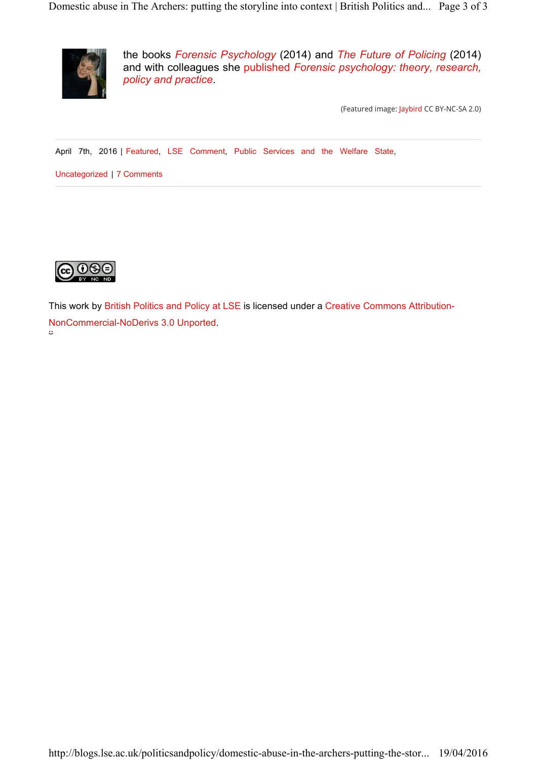the books *Forensic Psychology* (2014) and *The Future of Policing* (2014) and with colleagues she published *Forensic psychology: theory, research, policy and practice*.

(Featured image: Jaybird CC BY-NC-SA 2.0)

April 7th, 2016 | Featured, LSE Comment, Public Services and the Welfare State, Uncategorized | 7 Comments

This work by British Politics and Policy at LSE is licensed under a Creative Commons Attribution-NonCommercial-NoDerivs 3.0 Unported.